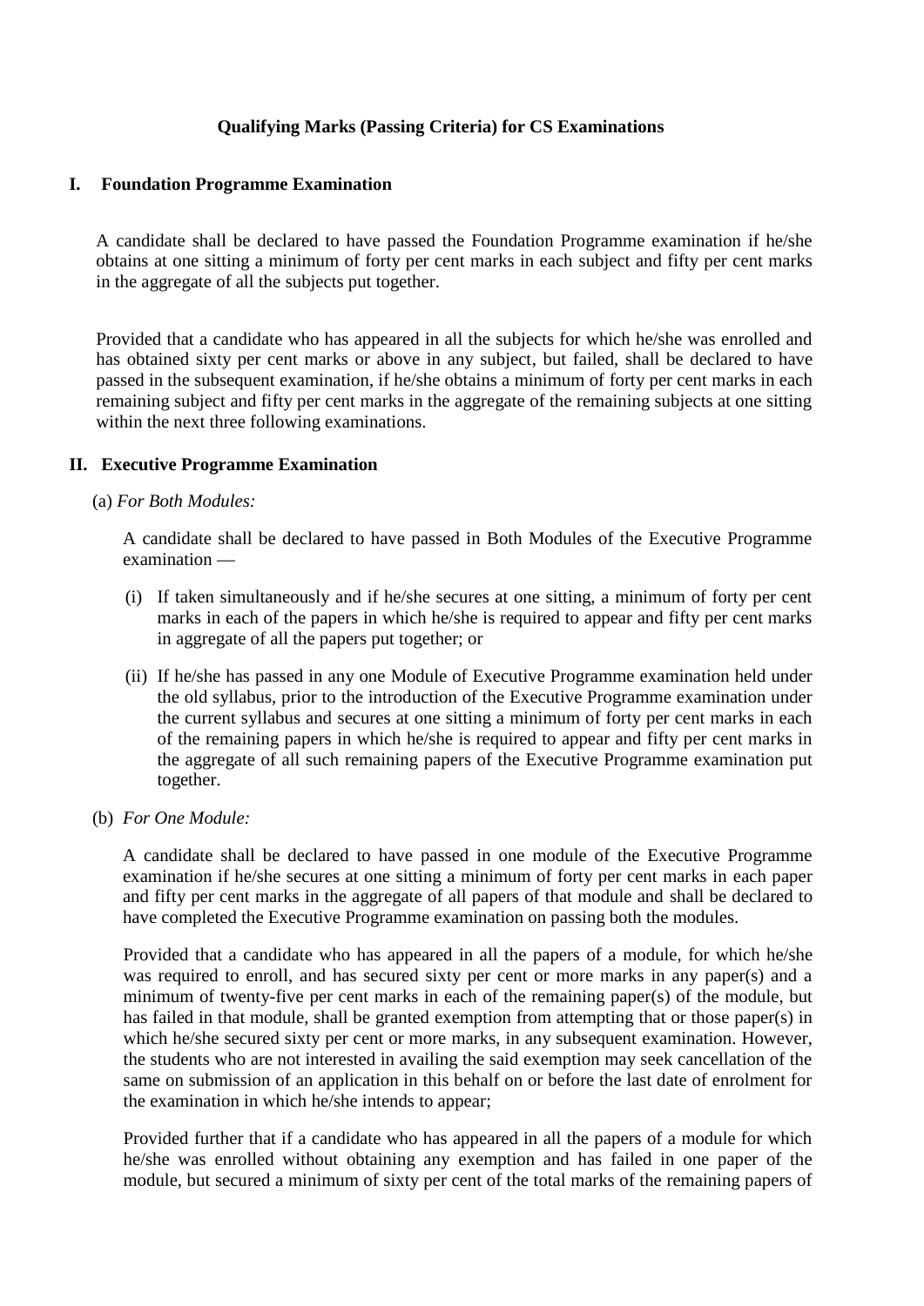# Qualifying Marks (Passing Criteria) for CS Examinations

## I. Foundation Programme Examination

A candidate shall be declared to have passed the Foundation Programme examination if he/she obtains at one sitting a minimum of forty per cent marks in each subject and fifty per cent marks in the aggregate of all the subjects put together.

Provided that a candidate who has appeared in all the subjects for which he/she was enrolled and has obtained sixty per cent marks or above in any subject, but failed, shall be declared to have passed in the subsequent examination, if he/she obtains a minimum of forty per cent marks in each remaining subject and fifty per cent marks in the aggregate of the remaining subjects at one sitting within the next three following examinations.

## II. Executive Programme Examination

(a) *For Both Modules:*

A candidate shall be declared to have passed in Both Modules of the Executive Programme examination —

(i) If taken simultaneously and if he/she secures at one sitting, a minimum of forty per cent marks in each of the papers in which he/she is required to appear and fifty per cent marks in aggregate of all the papers put together; or

(ii) If he/she has passed in any one Module of Executive Programme examination held under the old syllabus, prior to the introduction of the Executive Programme examination under the current syllabus and secures at one sitting a minimum of forty per cent marks in each of the remaining papers in which he/she is required to appear and fifty per cent marks in the aggregate of all such remaining papers of the Executive Programme examination put together.

(b) *For One Module:*

A candidate shall be declared to have passed in one module of the Executive Programme examination if he/she secures at one sitting a minimum of forty per cent marks in each paper and fifty per cent marks in the aggregate of all papers of that module and shall be declared to have completed the Executive Programme examination on passing both the modules.

Provided that a candidate who has appeared in all the papers of a module, for which he/she was required to enroll, and has secured sixty per cent or more marks in any paper(s) and a minimum of twenty-five per cent marks in each of the remaining paper(s) of the module, but has failed in that module, shall be granted exemption from attempting that or those paper(s) in which he/she secured sixty per cent or more marks, in any subsequent examination. However, the students who are not interested in availing the said exemption may seek cancellation of the same on submission of an application in this behalf on or before the last date of enrolment for the examination in which he/she intends to appear;

Provided further that if a candidate who has appeared in all the papers of a module for which he/she was enrolled without obtaining any exemption and has failed in one paper of the module, but secured a minimum of sixty per cent of the total marks of the remaining papers of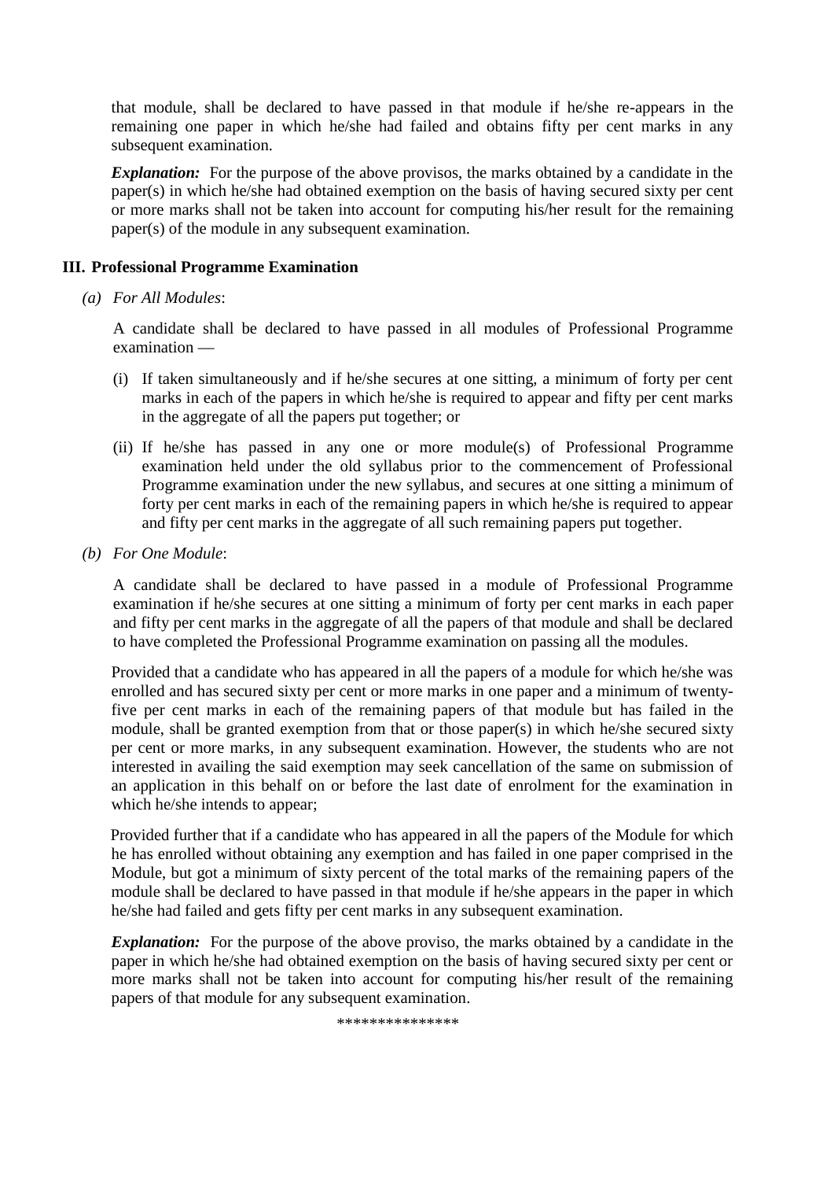that module, shall be declared to have passed in that module if he/she re-appears in the remaining one paper in which he/she had failed and obtains fifty per cent marks in any subsequent examination.

***Explanation:*** For the purpose of the above provisos, the marks obtained by a candidate in the paper(s) in which he/she had obtained exemption on the basis of having secured sixty per cent or more marks shall not be taken into account for computing his/her result for the remaining paper(s) of the module in any subsequent examination.

### III. Professional Programme Examination

*(a) For All Modules*:

A candidate shall be declared to have passed in all modules of Professional Programme examination —

(i) If taken simultaneously and if he/she secures at one sitting, a minimum of forty per cent marks in each of the papers in which he/she is required to appear and fifty per cent marks in the aggregate of all the papers put together; or

(ii) If he/she has passed in any one or more module(s) of Professional Programme examination held under the old syllabus prior to the commencement of Professional Programme examination under the new syllabus, and secures at one sitting a minimum of forty per cent marks in each of the remaining papers in which he/she is required to appear and fifty per cent marks in the aggregate of all such remaining papers put together.

*(b) For One Module*:

A candidate shall be declared to have passed in a module of Professional Programme examination if he/she secures at one sitting a minimum of forty per cent marks in each paper and fifty per cent marks in the aggregate of all the papers of that module and shall be declared to have completed the Professional Programme examination on passing all the modules.

Provided that a candidate who has appeared in all the papers of a module for which he/she was enrolled and has secured sixty per cent or more marks in one paper and a minimum of twenty-five per cent marks in each of the remaining papers of that module but has failed in the module, shall be granted exemption from that or those paper(s) in which he/she secured sixty per cent or more marks, in any subsequent examination. However, the students who are not interested in availing the said exemption may seek cancellation of the same on submission of an application in this behalf on or before the last date of enrolment for the examination in which he/she intends to appear;

Provided further that if a candidate who has appeared in all the papers of the Module for which he has enrolled without obtaining any exemption and has failed in one paper comprised in the Module, but got a minimum of sixty percent of the total marks of the remaining papers of the module shall be declared to have passed in that module if he/she appears in the paper in which he/she had failed and gets fifty per cent marks in any subsequent examination.

***Explanation:*** For the purpose of the above proviso, the marks obtained by a candidate in the paper in which he/she had obtained exemption on the basis of having secured sixty per cent or more marks shall not be taken into account for computing his/her result of the remaining papers of that module for any subsequent examination.

***************